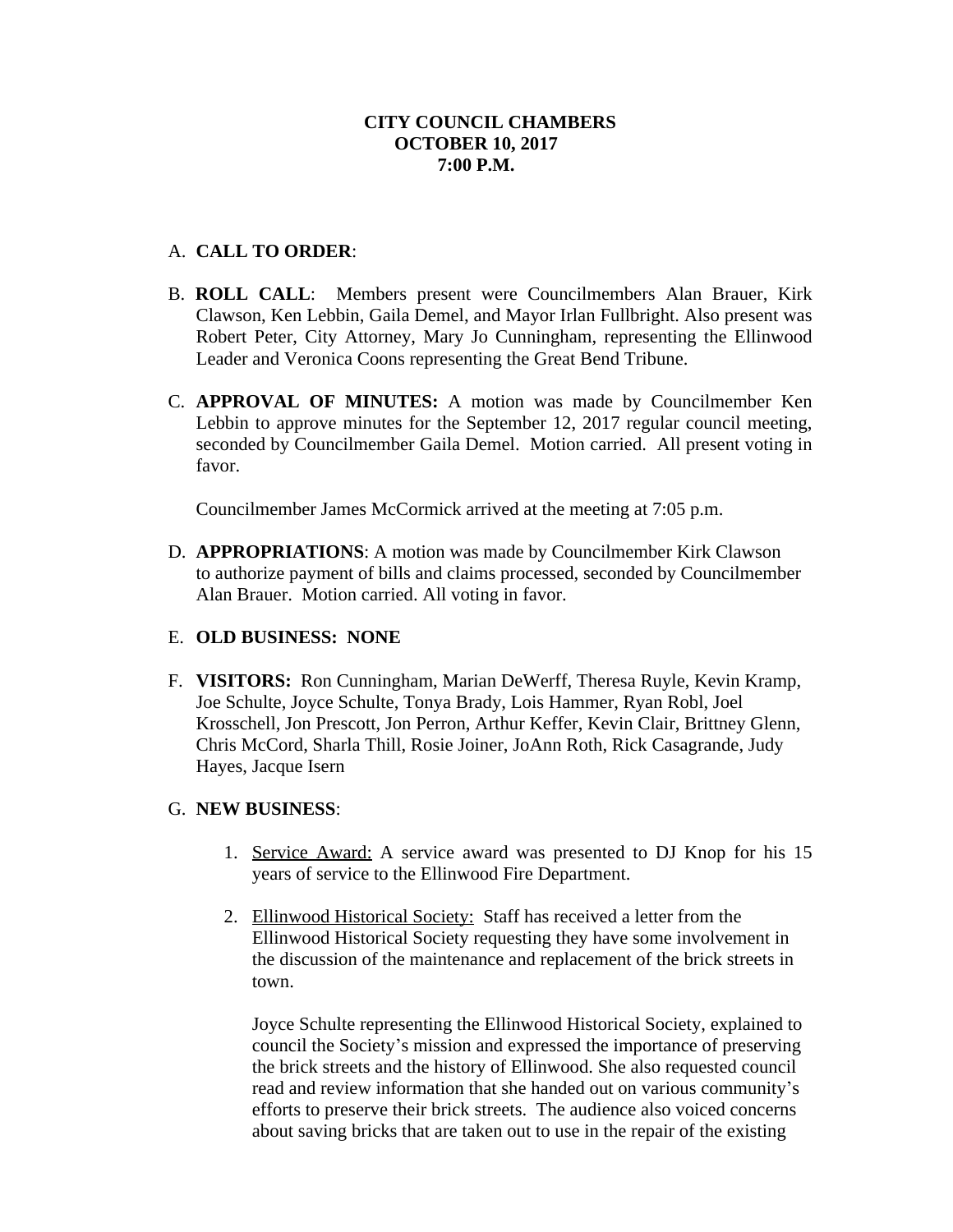**CITY COUNCIL CHAMBERS**
**OCTOBER 10, 2017**
**7:00 P.M.**

A. **CALL TO ORDER**:

B. **ROLL CALL**: Members present were Councilmembers Alan Brauer, Kirk Clawson, Ken Lebbin, Gaila Demel, and Mayor Irlan Fullbright. Also present was Robert Peter, City Attorney, Mary Jo Cunningham, representing the Ellinwood Leader and Veronica Coons representing the Great Bend Tribune.

C. **APPROVAL OF MINUTES:** A motion was made by Councilmember Ken Lebbin to approve minutes for the September 12, 2017 regular council meeting, seconded by Councilmember Gaila Demel. Motion carried. All present voting in favor.

   Councilmember James McCormick arrived at the meeting at 7:05 p.m.

D. **APPROPRIATIONS**: A motion was made by Councilmember Kirk Clawson to authorize payment of bills and claims processed, seconded by Councilmember Alan Brauer. Motion carried. All voting in favor.

E. **OLD BUSINESS: NONE**

F. **VISITORS:** Ron Cunningham, Marian DeWerff, Theresa Ruyle, Kevin Kramp, Joe Schulte, Joyce Schulte, Tonya Brady, Lois Hammer, Ryan Robl, Joel Krosschell, Jon Prescott, Jon Perron, Arthur Keffer, Kevin Clair, Brittney Glenn, Chris McCord, Sharla Thill, Rosie Joiner, JoAnn Roth, Rick Casagrande, Judy Hayes, Jacque Isern

G. **NEW BUSINESS**:

   1. Service Award: A service award was presented to DJ Knop for his 15 years of service to the Ellinwood Fire Department.

   2. Ellinwood Historical Society: Staff has received a letter from the Ellinwood Historical Society requesting they have some involvement in the discussion of the maintenance and replacement of the brick streets in town.

      Joyce Schulte representing the Ellinwood Historical Society, explained to council the Society's mission and expressed the importance of preserving the brick streets and the history of Ellinwood. She also requested council read and review information that she handed out on various community's efforts to preserve their brick streets. The audience also voiced concerns about saving bricks that are taken out to use in the repair of the existing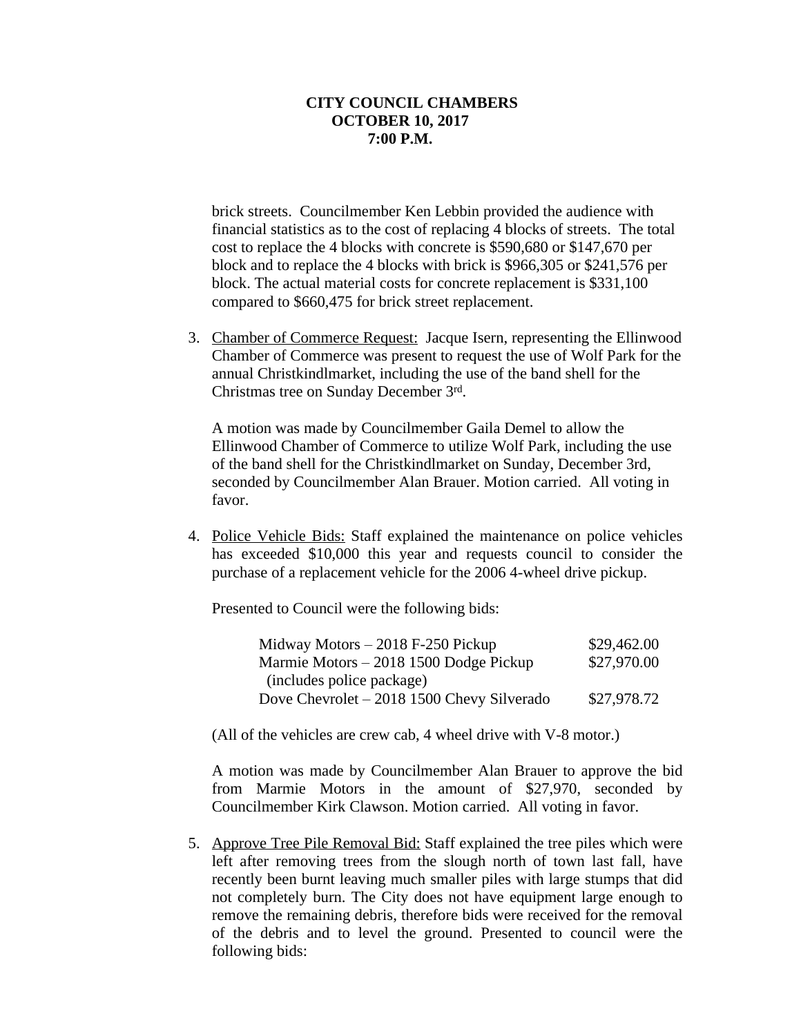**CITY COUNCIL CHAMBERS**
**OCTOBER 10, 2017**
**7:00 P.M.**

brick streets. Councilmember Ken Lebbin provided the audience with financial statistics as to the cost of replacing 4 blocks of streets. The total cost to replace the 4 blocks with concrete is $590,680 or $147,670 per block and to replace the 4 blocks with brick is $966,305 or $241,576 per block. The actual material costs for concrete replacement is $331,100 compared to $660,475 for brick street replacement.

3. Chamber of Commerce Request: Jacque Isern, representing the Ellinwood Chamber of Commerce was present to request the use of Wolf Park for the annual Christkindlmarket, including the use of the band shell for the Christmas tree on Sunday December 3rd.

   A motion was made by Councilmember Gaila Demel to allow the Ellinwood Chamber of Commerce to utilize Wolf Park, including the use of the band shell for the Christkindlmarket on Sunday, December 3rd, seconded by Councilmember Alan Brauer. Motion carried. All voting in favor.

4. Police Vehicle Bids: Staff explained the maintenance on police vehicles has exceeded $10,000 this year and requests council to consider the purchase of a replacement vehicle for the 2006 4-wheel drive pickup.

   Presented to Council were the following bids:

   | | |
   |---|---|
   | Midway Motors – 2018 F-250 Pickup | $29,462.00 |
   | Marmie Motors – 2018 1500 Dodge Pickup (includes police package) | $27,970.00 |
   | Dove Chevrolet – 2018 1500 Chevy Silverado | $27,978.72 |

   (All of the vehicles are crew cab, 4 wheel drive with V-8 motor.)

   A motion was made by Councilmember Alan Brauer to approve the bid from Marmie Motors in the amount of $27,970, seconded by Councilmember Kirk Clawson. Motion carried. All voting in favor.

5. Approve Tree Pile Removal Bid: Staff explained the tree piles which were left after removing trees from the slough north of town last fall, have recently been burnt leaving much smaller piles with large stumps that did not completely burn. The City does not have equipment large enough to remove the remaining debris, therefore bids were received for the removal of the debris and to level the ground. Presented to council were the following bids: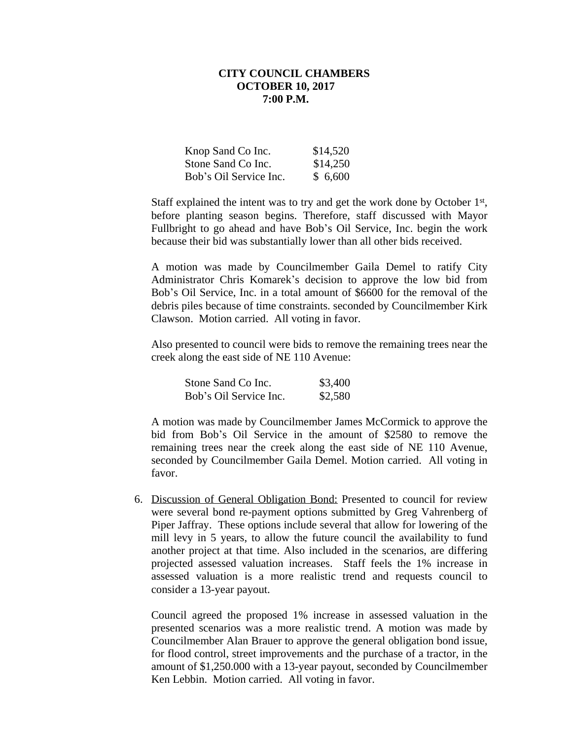**CITY COUNCIL CHAMBERS**
**OCTOBER 10, 2017**
**7:00 P.M.**

| | |
|---|---|
| Knop Sand Co Inc. | \$14,520 |
| Stone Sand Co Inc. | \$14,250 |
| Bob's Oil Service Inc. | \$ 6,600 |

Staff explained the intent was to try and get the work done by October 1st, before planting season begins. Therefore, staff discussed with Mayor Fullbright to go ahead and have Bob's Oil Service, Inc. begin the work because their bid was substantially lower than all other bids received.

A motion was made by Councilmember Gaila Demel to ratify City Administrator Chris Komarek's decision to approve the low bid from Bob's Oil Service, Inc. in a total amount of \$6600 for the removal of the debris piles because of time constraints. seconded by Councilmember Kirk Clawson. Motion carried. All voting in favor.

Also presented to council were bids to remove the remaining trees near the creek along the east side of NE 110 Avenue:

| | |
|---|---|
| Stone Sand Co Inc. | \$3,400 |
| Bob's Oil Service Inc. | \$2,580 |

A motion was made by Councilmember James McCormick to approve the bid from Bob's Oil Service in the amount of \$2580 to remove the remaining trees near the creek along the east side of NE 110 Avenue, seconded by Councilmember Gaila Demel. Motion carried. All voting in favor.

6. Discussion of General Obligation Bond: Presented to council for review were several bond re-payment options submitted by Greg Vahrenberg of Piper Jaffray. These options include several that allow for lowering of the mill levy in 5 years, to allow the future council the availability to fund another project at that time. Also included in the scenarios, are differing projected assessed valuation increases. Staff feels the 1% increase in assessed valuation is a more realistic trend and requests council to consider a 13-year payout.

   Council agreed the proposed 1% increase in assessed valuation in the presented scenarios was a more realistic trend. A motion was made by Councilmember Alan Brauer to approve the general obligation bond issue, for flood control, street improvements and the purchase of a tractor, in the amount of \$1,250.000 with a 13-year payout, seconded by Councilmember Ken Lebbin. Motion carried. All voting in favor.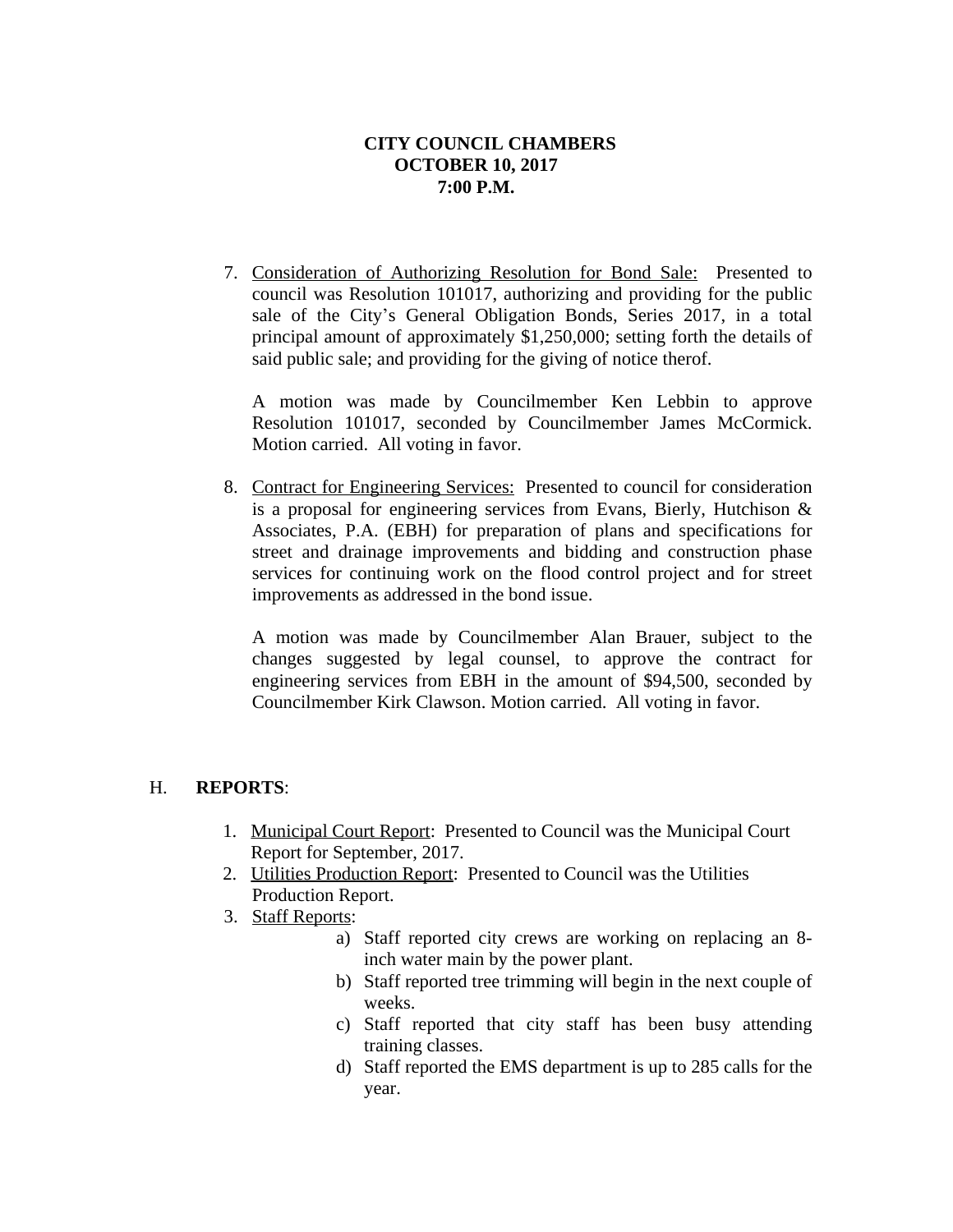**CITY COUNCIL CHAMBERS**
**OCTOBER 10, 2017**
**7:00 P.M.**

7. Consideration of Authorizing Resolution for Bond Sale: Presented to council was Resolution 101017, authorizing and providing for the public sale of the City's General Obligation Bonds, Series 2017, in a total principal amount of approximately $1,250,000; setting forth the details of said public sale; and providing for the giving of notice therof.

   A motion was made by Councilmember Ken Lebbin to approve Resolution 101017, seconded by Councilmember James McCormick. Motion carried. All voting in favor.

8. Contract for Engineering Services: Presented to council for consideration is a proposal for engineering services from Evans, Bierly, Hutchison & Associates, P.A. (EBH) for preparation of plans and specifications for street and drainage improvements and bidding and construction phase services for continuing work on the flood control project and for street improvements as addressed in the bond issue.

   A motion was made by Councilmember Alan Brauer, subject to the changes suggested by legal counsel, to approve the contract for engineering services from EBH in the amount of $94,500, seconded by Councilmember Kirk Clawson. Motion carried. All voting in favor.

H. **REPORTS**:

1. Municipal Court Report: Presented to Council was the Municipal Court Report for September, 2017.
2. Utilities Production Report: Presented to Council was the Utilities Production Report.
3. Staff Reports:
   a) Staff reported city crews are working on replacing an 8-inch water main by the power plant.
   b) Staff reported tree trimming will begin in the next couple of weeks.
   c) Staff reported that city staff has been busy attending training classes.
   d) Staff reported the EMS department is up to 285 calls for the year.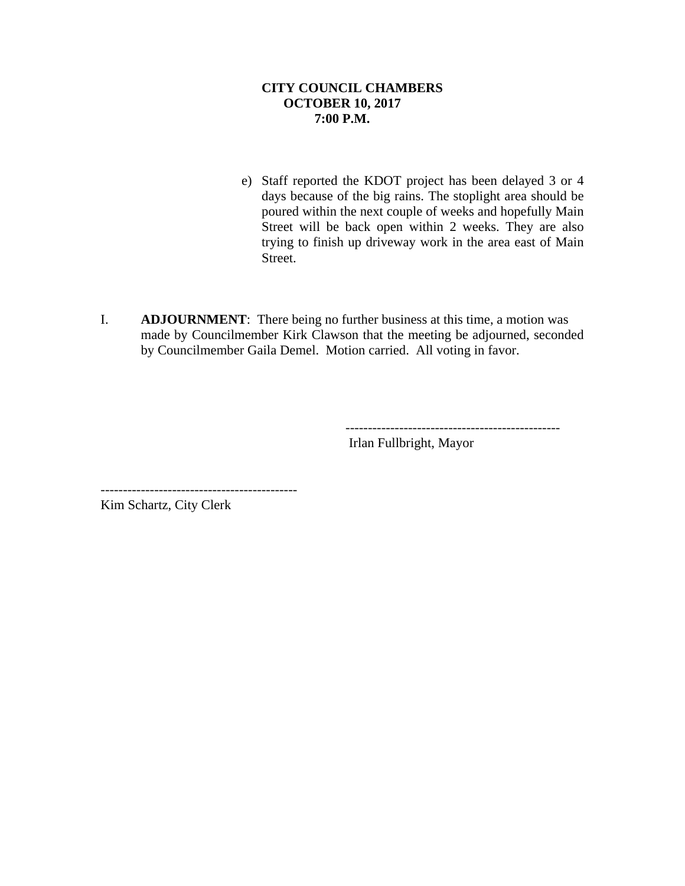**CITY COUNCIL CHAMBERS**
**OCTOBER 10, 2017**
**7:00 P.M.**

e) Staff reported the KDOT project has been delayed 3 or 4 days because of the big rains. The stoplight area should be poured within the next couple of weeks and hopefully Main Street will be back open within 2 weeks. They are also trying to finish up driveway work in the area east of Main Street.

I. **ADJOURNMENT**: There being no further business at this time, a motion was made by Councilmember Kirk Clawson that the meeting be adjourned, seconded by Councilmember Gaila Demel. Motion carried. All voting in favor.

------------------------------------------------
Irlan Fullbright, Mayor

--------------------------------------------
Kim Schartz, City Clerk